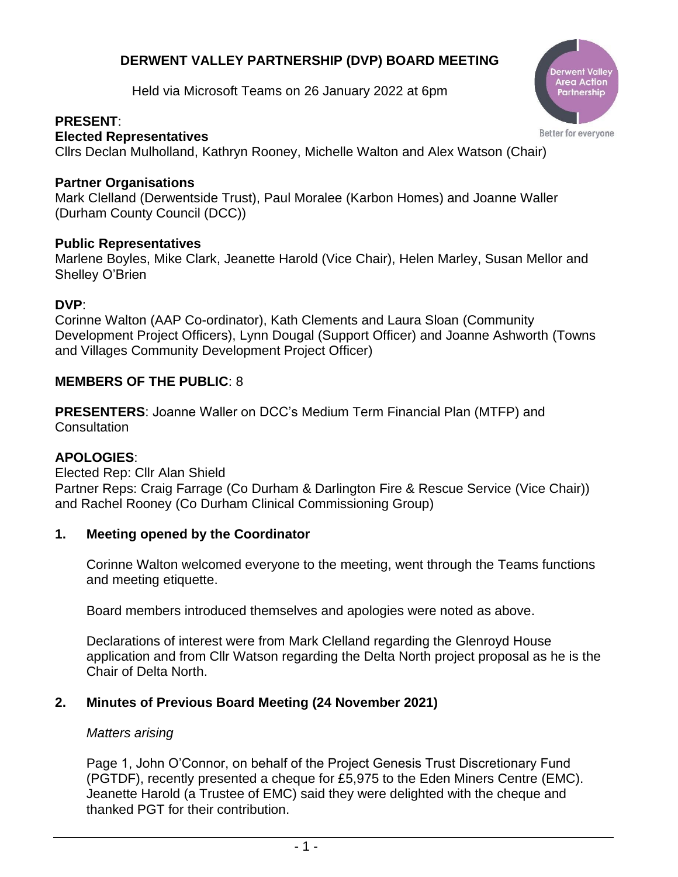# DERWENT VALLEY PARTNERSHIP (DVP) BOARD MEETING

Held via Microsoft Teams on 26 January 2022 at 6pm

**PRESENT**:

**Elected Representatives**

Cllrs Declan Mulholland, Kathryn Rooney, Michelle Walton and Alex Watson (Chair)

**Partner Organisations**

Mark Clelland (Derwentside Trust), Paul Moralee (Karbon Homes) and Joanne Waller (Durham County Council (DCC))

**Public Representatives**

Marlene Boyles, Mike Clark, Jeanette Harold (Vice Chair), Helen Marley, Susan Mellor and Shelley O'Brien

**DVP**:

Corinne Walton (AAP Co-ordinator), Kath Clements and Laura Sloan (Community Development Project Officers), Lynn Dougal (Support Officer) and Joanne Ashworth (Towns and Villages Community Development Project Officer)

**MEMBERS OF THE PUBLIC**: 8

**PRESENTERS**: Joanne Waller on DCC's Medium Term Financial Plan (MTFP) and Consultation

**APOLOGIES**:

Elected Rep: Cllr Alan Shield

Partner Reps: Craig Farrage (Co Durham & Darlington Fire & Rescue Service (Vice Chair)) and Rachel Rooney (Co Durham Clinical Commissioning Group)

## 1. Meeting opened by the Coordinator

Corinne Walton welcomed everyone to the meeting, went through the Teams functions and meeting etiquette.

Board members introduced themselves and apologies were noted as above.

Declarations of interest were from Mark Clelland regarding the Glenroyd House application and from Cllr Watson regarding the Delta North project proposal as he is the Chair of Delta North.

## 2. Minutes of Previous Board Meeting (24 November 2021)

*Matters arising*

Page 1, John O'Connor, on behalf of the Project Genesis Trust Discretionary Fund (PGTDF), recently presented a cheque for £5,975 to the Eden Miners Centre (EMC). Jeanette Harold (a Trustee of EMC) said they were delighted with the cheque and thanked PGT for their contribution.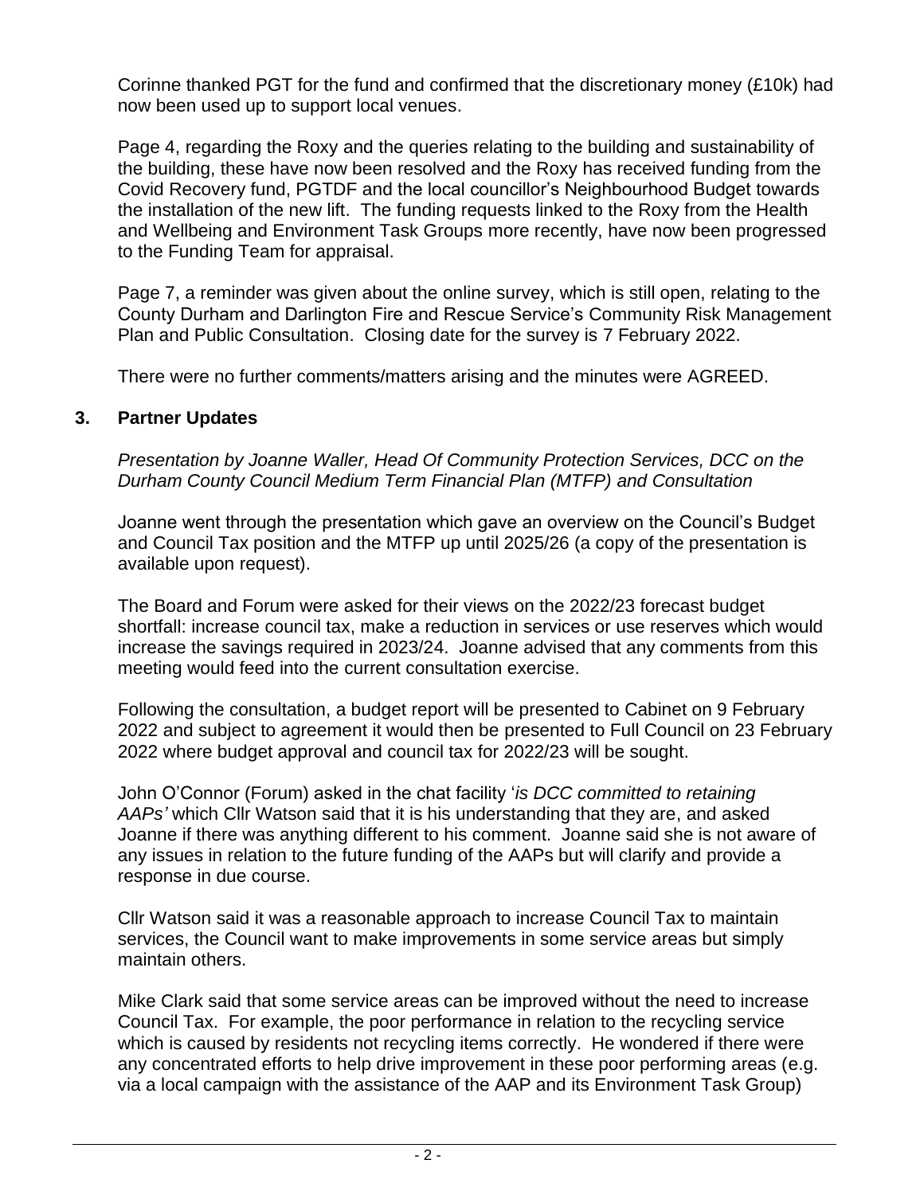Corinne thanked PGT for the fund and confirmed that the discretionary money (£10k) had now been used up to support local venues.

Page 4, regarding the Roxy and the queries relating to the building and sustainability of the building, these have now been resolved and the Roxy has received funding from the Covid Recovery fund, PGTDF and the local councillor's Neighbourhood Budget towards the installation of the new lift. The funding requests linked to the Roxy from the Health and Wellbeing and Environment Task Groups more recently, have now been progressed to the Funding Team for appraisal.

Page 7, a reminder was given about the online survey, which is still open, relating to the County Durham and Darlington Fire and Rescue Service's Community Risk Management Plan and Public Consultation. Closing date for the survey is 7 February 2022.

There were no further comments/matters arising and the minutes were AGREED.

## 3. Partner Updates

*Presentation by Joanne Waller, Head Of Community Protection Services, DCC on the Durham County Council Medium Term Financial Plan (MTFP) and Consultation*

Joanne went through the presentation which gave an overview on the Council's Budget and Council Tax position and the MTFP up until 2025/26 (a copy of the presentation is available upon request).

The Board and Forum were asked for their views on the 2022/23 forecast budget shortfall: increase council tax, make a reduction in services or use reserves which would increase the savings required in 2023/24. Joanne advised that any comments from this meeting would feed into the current consultation exercise.

Following the consultation, a budget report will be presented to Cabinet on 9 February 2022 and subject to agreement it would then be presented to Full Council on 23 February 2022 where budget approval and council tax for 2022/23 will be sought.

John O'Connor (Forum) asked in the chat facility '*is DCC committed to retaining AAPs'* which Cllr Watson said that it is his understanding that they are, and asked Joanne if there was anything different to his comment. Joanne said she is not aware of any issues in relation to the future funding of the AAPs but will clarify and provide a response in due course.

Cllr Watson said it was a reasonable approach to increase Council Tax to maintain services, the Council want to make improvements in some service areas but simply maintain others.

Mike Clark said that some service areas can be improved without the need to increase Council Tax. For example, the poor performance in relation to the recycling service which is caused by residents not recycling items correctly. He wondered if there were any concentrated efforts to help drive improvement in these poor performing areas (e.g. via a local campaign with the assistance of the AAP and its Environment Task Group)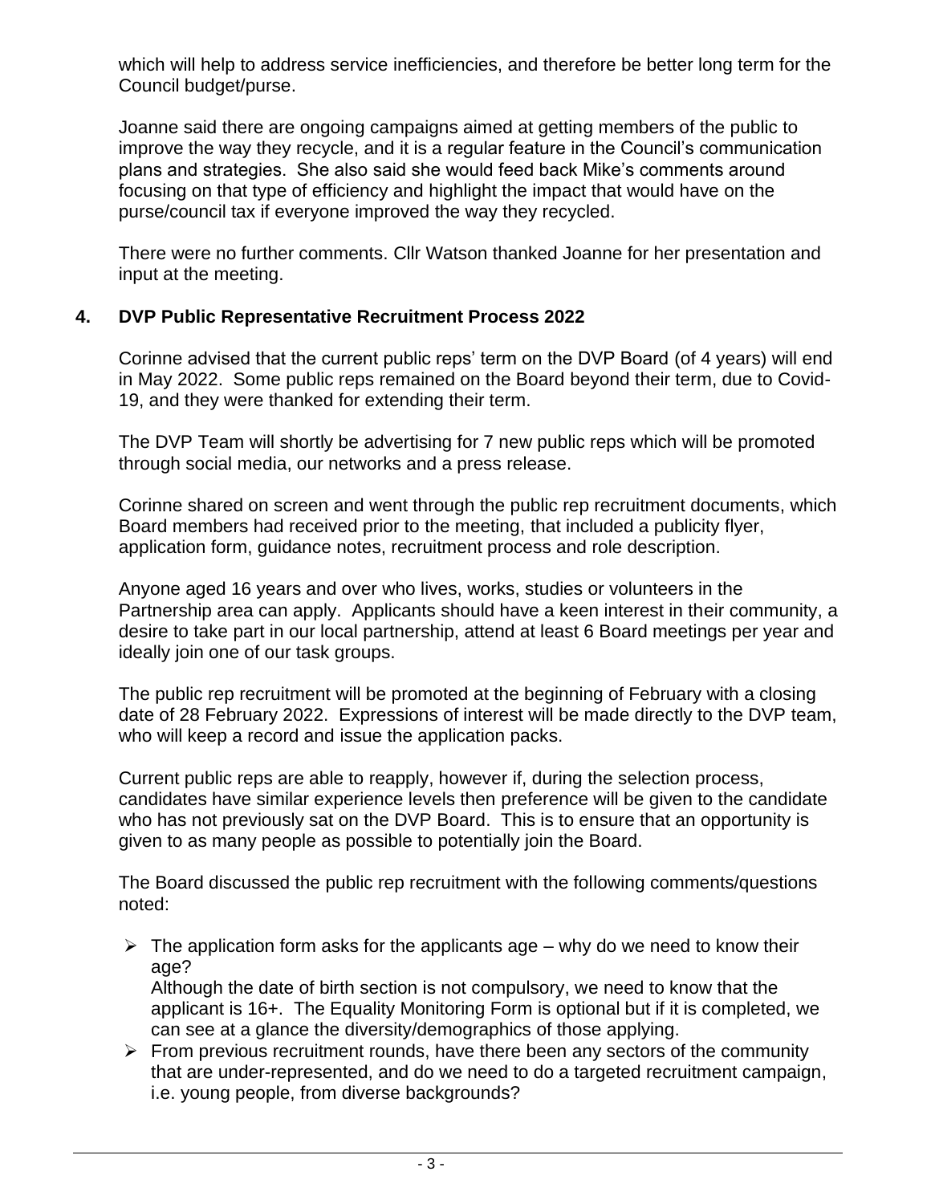which will help to address service inefficiencies, and therefore be better long term for the Council budget/purse.

Joanne said there are ongoing campaigns aimed at getting members of the public to improve the way they recycle, and it is a regular feature in the Council's communication plans and strategies. She also said she would feed back Mike's comments around focusing on that type of efficiency and highlight the impact that would have on the purse/council tax if everyone improved the way they recycled.

There were no further comments. Cllr Watson thanked Joanne for her presentation and input at the meeting.

## 4. DVP Public Representative Recruitment Process 2022

Corinne advised that the current public reps' term on the DVP Board (of 4 years) will end in May 2022. Some public reps remained on the Board beyond their term, due to Covid-19, and they were thanked for extending their term.

The DVP Team will shortly be advertising for 7 new public reps which will be promoted through social media, our networks and a press release.

Corinne shared on screen and went through the public rep recruitment documents, which Board members had received prior to the meeting, that included a publicity flyer, application form, guidance notes, recruitment process and role description.

Anyone aged 16 years and over who lives, works, studies or volunteers in the Partnership area can apply. Applicants should have a keen interest in their community, a desire to take part in our local partnership, attend at least 6 Board meetings per year and ideally join one of our task groups.

The public rep recruitment will be promoted at the beginning of February with a closing date of 28 February 2022. Expressions of interest will be made directly to the DVP team, who will keep a record and issue the application packs.

Current public reps are able to reapply, however if, during the selection process, candidates have similar experience levels then preference will be given to the candidate who has not previously sat on the DVP Board. This is to ensure that an opportunity is given to as many people as possible to potentially join the Board.

The Board discussed the public rep recruitment with the following comments/questions noted:

- The application form asks for the applicants age – why do we need to know their age?
  Although the date of birth section is not compulsory, we need to know that the applicant is 16+. The Equality Monitoring Form is optional but if it is completed, we can see at a glance the diversity/demographics of those applying.
- From previous recruitment rounds, have there been any sectors of the community that are under-represented, and do we need to do a targeted recruitment campaign, i.e. young people, from diverse backgrounds?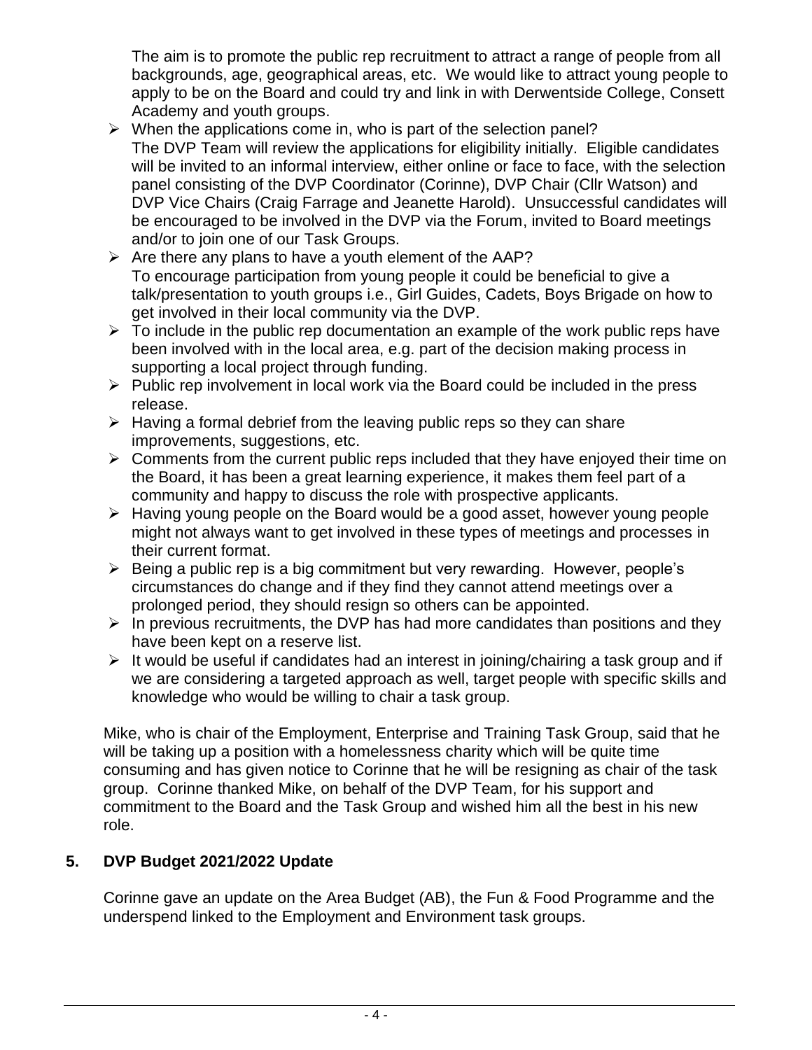The aim is to promote the public rep recruitment to attract a range of people from all backgrounds, age, geographical areas, etc. We would like to attract young people to apply to be on the Board and could try and link in with Derwentside College, Consett Academy and youth groups.

- When the applications come in, who is part of the selection panel?
  The DVP Team will review the applications for eligibility initially. Eligible candidates will be invited to an informal interview, either online or face to face, with the selection panel consisting of the DVP Coordinator (Corinne), DVP Chair (Cllr Watson) and DVP Vice Chairs (Craig Farrage and Jeanette Harold). Unsuccessful candidates will be encouraged to be involved in the DVP via the Forum, invited to Board meetings and/or to join one of our Task Groups.
- Are there any plans to have a youth element of the AAP?
  To encourage participation from young people it could be beneficial to give a talk/presentation to youth groups i.e., Girl Guides, Cadets, Boys Brigade on how to get involved in their local community via the DVP.
- To include in the public rep documentation an example of the work public reps have been involved with in the local area, e.g. part of the decision making process in supporting a local project through funding.
- Public rep involvement in local work via the Board could be included in the press release.
- Having a formal debrief from the leaving public reps so they can share improvements, suggestions, etc.
- Comments from the current public reps included that they have enjoyed their time on the Board, it has been a great learning experience, it makes them feel part of a community and happy to discuss the role with prospective applicants.
- Having young people on the Board would be a good asset, however young people might not always want to get involved in these types of meetings and processes in their current format.
- Being a public rep is a big commitment but very rewarding. However, people's circumstances do change and if they find they cannot attend meetings over a prolonged period, they should resign so others can be appointed.
- In previous recruitments, the DVP has had more candidates than positions and they have been kept on a reserve list.
- It would be useful if candidates had an interest in joining/chairing a task group and if we are considering a targeted approach as well, target people with specific skills and knowledge who would be willing to chair a task group.

Mike, who is chair of the Employment, Enterprise and Training Task Group, said that he will be taking up a position with a homelessness charity which will be quite time consuming and has given notice to Corinne that he will be resigning as chair of the task group. Corinne thanked Mike, on behalf of the DVP Team, for his support and commitment to the Board and the Task Group and wished him all the best in his new role.

## 5. DVP Budget 2021/2022 Update

Corinne gave an update on the Area Budget (AB), the Fun & Food Programme and the underspend linked to the Employment and Environment task groups.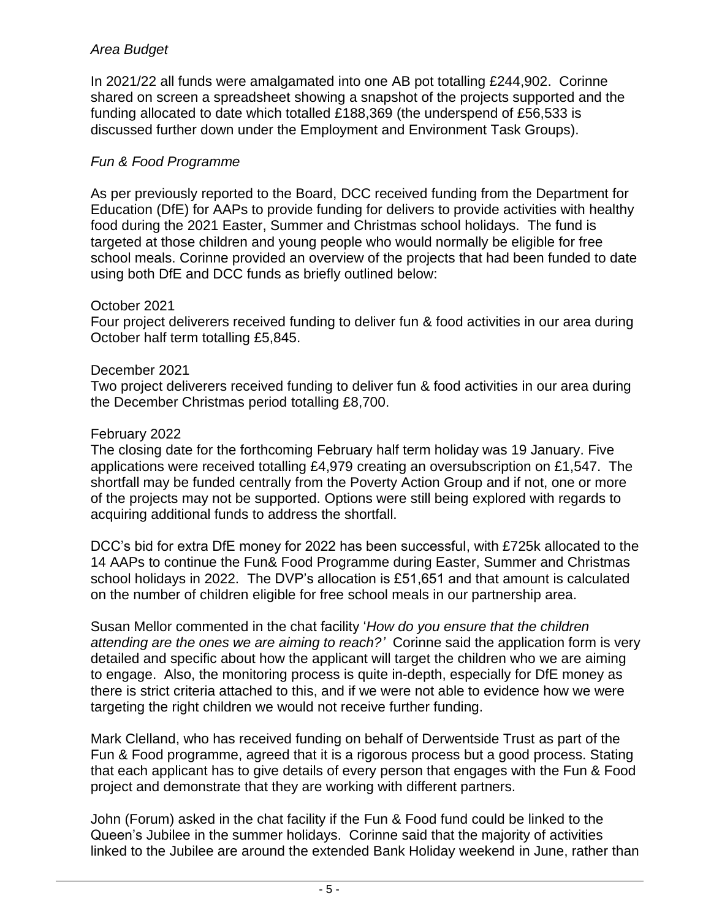*Area Budget*

In 2021/22 all funds were amalgamated into one AB pot totalling £244,902. Corinne shared on screen a spreadsheet showing a snapshot of the projects supported and the funding allocated to date which totalled £188,369 (the underspend of £56,533 is discussed further down under the Employment and Environment Task Groups).

*Fun & Food Programme*

As per previously reported to the Board, DCC received funding from the Department for Education (DfE) for AAPs to provide funding for delivers to provide activities with healthy food during the 2021 Easter, Summer and Christmas school holidays. The fund is targeted at those children and young people who would normally be eligible for free school meals. Corinne provided an overview of the projects that had been funded to date using both DfE and DCC funds as briefly outlined below:

October 2021
Four project deliverers received funding to deliver fun & food activities in our area during October half term totalling £5,845.

December 2021
Two project deliverers received funding to deliver fun & food activities in our area during the December Christmas period totalling £8,700.

February 2022
The closing date for the forthcoming February half term holiday was 19 January. Five applications were received totalling £4,979 creating an oversubscription on £1,547. The shortfall may be funded centrally from the Poverty Action Group and if not, one or more of the projects may not be supported. Options were still being explored with regards to acquiring additional funds to address the shortfall.

DCC's bid for extra DfE money for 2022 has been successful, with £725k allocated to the 14 AAPs to continue the Fun& Food Programme during Easter, Summer and Christmas school holidays in 2022. The DVP's allocation is £51,651 and that amount is calculated on the number of children eligible for free school meals in our partnership area.

Susan Mellor commented in the chat facility '*How do you ensure that the children attending are the ones we are aiming to reach?'* Corinne said the application form is very detailed and specific about how the applicant will target the children who we are aiming to engage. Also, the monitoring process is quite in-depth, especially for DfE money as there is strict criteria attached to this, and if we were not able to evidence how we were targeting the right children we would not receive further funding.

Mark Clelland, who has received funding on behalf of Derwentside Trust as part of the Fun & Food programme, agreed that it is a rigorous process but a good process. Stating that each applicant has to give details of every person that engages with the Fun & Food project and demonstrate that they are working with different partners.

John (Forum) asked in the chat facility if the Fun & Food fund could be linked to the Queen's Jubilee in the summer holidays. Corinne said that the majority of activities linked to the Jubilee are around the extended Bank Holiday weekend in June, rather than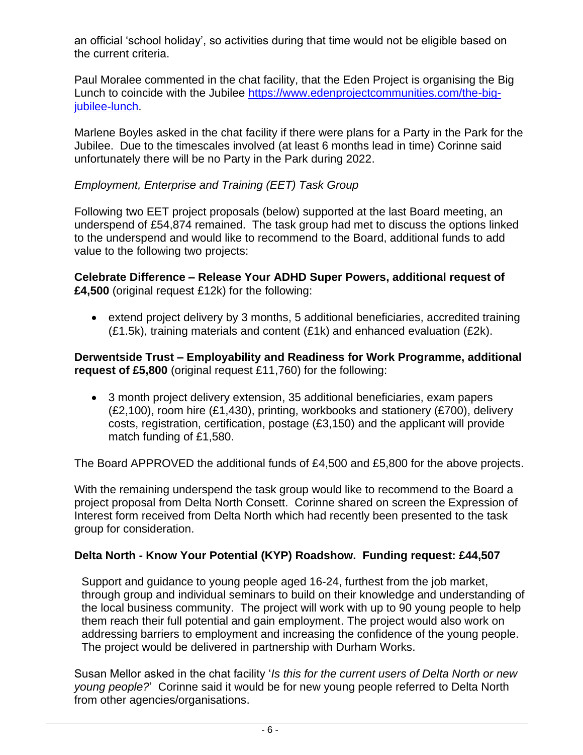an official 'school holiday', so activities during that time would not be eligible based on the current criteria.

Paul Moralee commented in the chat facility, that the Eden Project is organising the Big Lunch to coincide with the Jubilee https://www.edenprojectcommunities.com/the-big-jubilee-lunch.

Marlene Boyles asked in the chat facility if there were plans for a Party in the Park for the Jubilee. Due to the timescales involved (at least 6 months lead in time) Corinne said unfortunately there will be no Party in the Park during 2022.

*Employment, Enterprise and Training (EET) Task Group*

Following two EET project proposals (below) supported at the last Board meeting, an underspend of £54,874 remained. The task group had met to discuss the options linked to the underspend and would like to recommend to the Board, additional funds to add value to the following two projects:

**Celebrate Difference – Release Your ADHD Super Powers, additional request of £4,500** (original request £12k) for the following:

- extend project delivery by 3 months, 5 additional beneficiaries, accredited training (£1.5k), training materials and content (£1k) and enhanced evaluation (£2k).

**Derwentside Trust – Employability and Readiness for Work Programme, additional request of £5,800** (original request £11,760) for the following:

- 3 month project delivery extension, 35 additional beneficiaries, exam papers (£2,100), room hire (£1,430), printing, workbooks and stationery (£700), delivery costs, registration, certification, postage (£3,150) and the applicant will provide match funding of £1,580.

The Board APPROVED the additional funds of £4,500 and £5,800 for the above projects.

With the remaining underspend the task group would like to recommend to the Board a project proposal from Delta North Consett. Corinne shared on screen the Expression of Interest form received from Delta North which had recently been presented to the task group for consideration.

**Delta North - Know Your Potential (KYP) Roadshow. Funding request: £44,507**

Support and guidance to young people aged 16-24, furthest from the job market, through group and individual seminars to build on their knowledge and understanding of the local business community. The project will work with up to 90 young people to help them reach their full potential and gain employment. The project would also work on addressing barriers to employment and increasing the confidence of the young people. The project would be delivered in partnership with Durham Works.

Susan Mellor asked in the chat facility '*Is this for the current users of Delta North or new young people?*' Corinne said it would be for new young people referred to Delta North from other agencies/organisations.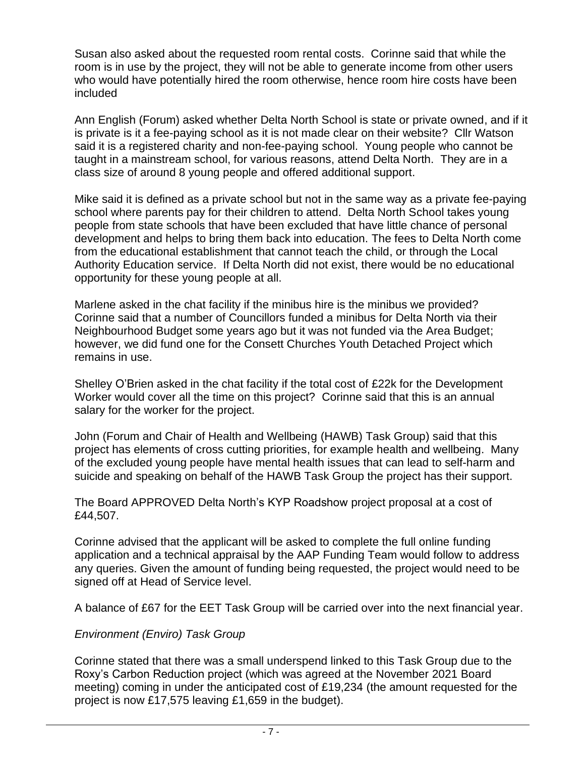Susan also asked about the requested room rental costs. Corinne said that while the room is in use by the project, they will not be able to generate income from other users who would have potentially hired the room otherwise, hence room hire costs have been included

Ann English (Forum) asked whether Delta North School is state or private owned, and if it is private is it a fee-paying school as it is not made clear on their website? Cllr Watson said it is a registered charity and non-fee-paying school. Young people who cannot be taught in a mainstream school, for various reasons, attend Delta North. They are in a class size of around 8 young people and offered additional support.

Mike said it is defined as a private school but not in the same way as a private fee-paying school where parents pay for their children to attend. Delta North School takes young people from state schools that have been excluded that have little chance of personal development and helps to bring them back into education. The fees to Delta North come from the educational establishment that cannot teach the child, or through the Local Authority Education service. If Delta North did not exist, there would be no educational opportunity for these young people at all.

Marlene asked in the chat facility if the minibus hire is the minibus we provided? Corinne said that a number of Councillors funded a minibus for Delta North via their Neighbourhood Budget some years ago but it was not funded via the Area Budget; however, we did fund one for the Consett Churches Youth Detached Project which remains in use.

Shelley O'Brien asked in the chat facility if the total cost of £22k for the Development Worker would cover all the time on this project? Corinne said that this is an annual salary for the worker for the project.

John (Forum and Chair of Health and Wellbeing (HAWB) Task Group) said that this project has elements of cross cutting priorities, for example health and wellbeing. Many of the excluded young people have mental health issues that can lead to self-harm and suicide and speaking on behalf of the HAWB Task Group the project has their support.

The Board APPROVED Delta North's KYP Roadshow project proposal at a cost of £44,507.

Corinne advised that the applicant will be asked to complete the full online funding application and a technical appraisal by the AAP Funding Team would follow to address any queries. Given the amount of funding being requested, the project would need to be signed off at Head of Service level.

A balance of £67 for the EET Task Group will be carried over into the next financial year.

*Environment (Enviro) Task Group*

Corinne stated that there was a small underspend linked to this Task Group due to the Roxy's Carbon Reduction project (which was agreed at the November 2021 Board meeting) coming in under the anticipated cost of £19,234 (the amount requested for the project is now £17,575 leaving £1,659 in the budget).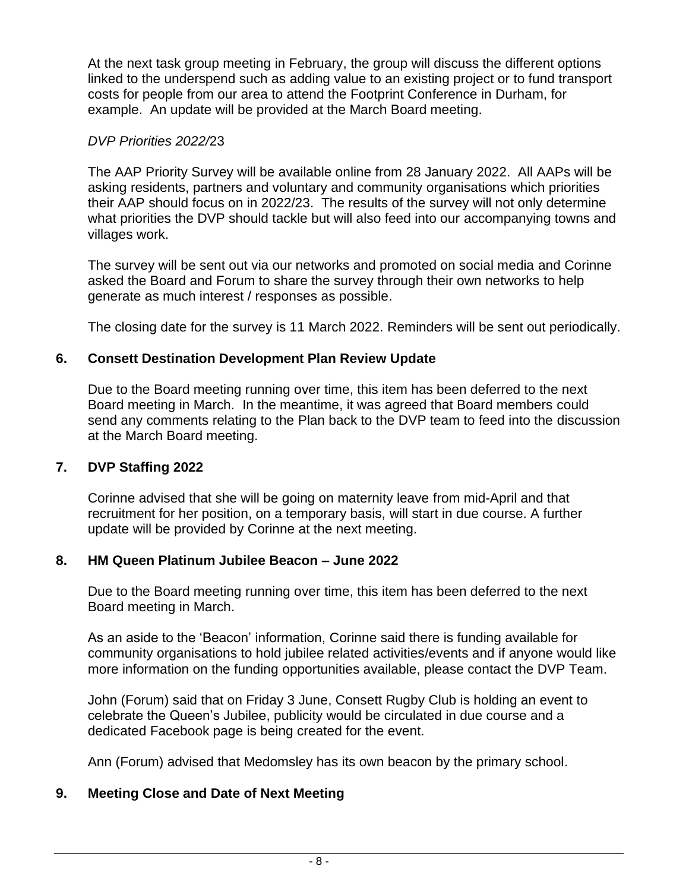At the next task group meeting in February, the group will discuss the different options linked to the underspend such as adding value to an existing project or to fund transport costs for people from our area to attend the Footprint Conference in Durham, for example. An update will be provided at the March Board meeting.

*DVP Priorities 2022/*23

The AAP Priority Survey will be available online from 28 January 2022. All AAPs will be asking residents, partners and voluntary and community organisations which priorities their AAP should focus on in 2022/23. The results of the survey will not only determine what priorities the DVP should tackle but will also feed into our accompanying towns and villages work.

The survey will be sent out via our networks and promoted on social media and Corinne asked the Board and Forum to share the survey through their own networks to help generate as much interest / responses as possible.

The closing date for the survey is 11 March 2022. Reminders will be sent out periodically.

## 6. Consett Destination Development Plan Review Update

Due to the Board meeting running over time, this item has been deferred to the next Board meeting in March. In the meantime, it was agreed that Board members could send any comments relating to the Plan back to the DVP team to feed into the discussion at the March Board meeting.

## 7. DVP Staffing 2022

Corinne advised that she will be going on maternity leave from mid-April and that recruitment for her position, on a temporary basis, will start in due course. A further update will be provided by Corinne at the next meeting.

## 8. HM Queen Platinum Jubilee Beacon – June 2022

Due to the Board meeting running over time, this item has been deferred to the next Board meeting in March.

As an aside to the 'Beacon' information, Corinne said there is funding available for community organisations to hold jubilee related activities/events and if anyone would like more information on the funding opportunities available, please contact the DVP Team.

John (Forum) said that on Friday 3 June, Consett Rugby Club is holding an event to celebrate the Queen's Jubilee, publicity would be circulated in due course and a dedicated Facebook page is being created for the event.

Ann (Forum) advised that Medomsley has its own beacon by the primary school.

## 9. Meeting Close and Date of Next Meeting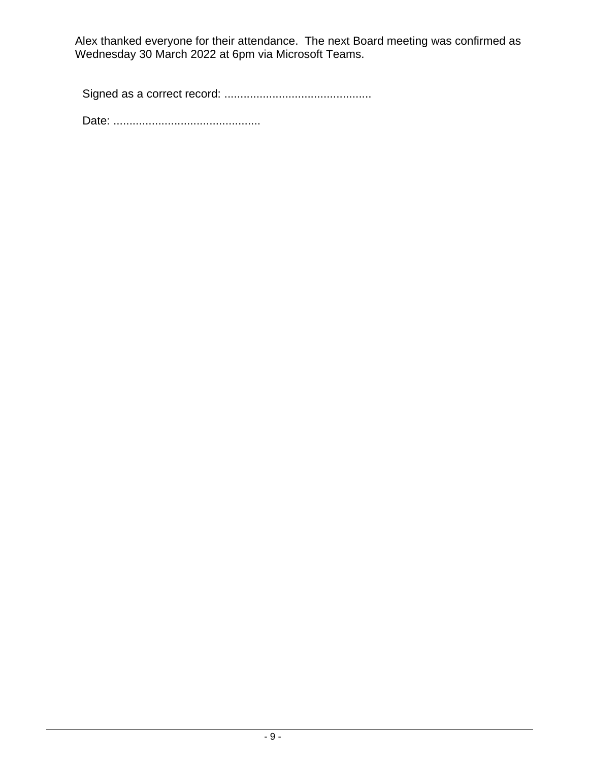Alex thanked everyone for their attendance. The next Board meeting was confirmed as Wednesday 30 March 2022 at 6pm via Microsoft Teams.

Signed as a correct record: ..............................................

Date: ..............................................